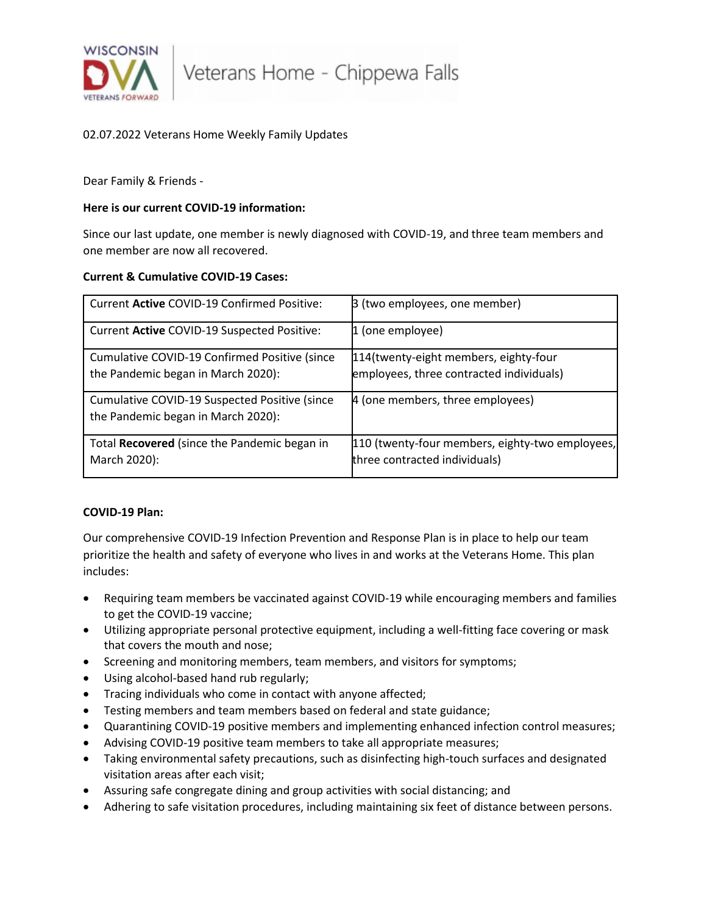Veterans Home - Chippewa Falls

02.07.2022 Veterans Home Weekly Family Updates

Dear Family & Friends -

**Here is our current COVID-19 information:**

Since our last update, one member is newly diagnosed with COVID-19, and three team members and one member are now all recovered.

**Current & Cumulative COVID-19 Cases:**

| | |
|---|---|
| Current **Active** COVID-19 Confirmed Positive: | 3 (two employees, one member) |
| Current **Active** COVID-19 Suspected Positive: | 1 (one employee) |
| Cumulative COVID-19 Confirmed Positive (since the Pandemic began in March 2020): | 114(twenty-eight members, eighty-four employees, three contracted individuals) |
| Cumulative COVID-19 Suspected Positive (since the Pandemic began in March 2020): | 4 (one members, three employees) |
| Total **Recovered** (since the Pandemic began in March 2020): | 110 (twenty-four members, eighty-two employees, three contracted individuals) |

**COVID-19 Plan:**

Our comprehensive COVID-19 Infection Prevention and Response Plan is in place to help our team prioritize the health and safety of everyone who lives in and works at the Veterans Home. This plan includes:

- Requiring team members be vaccinated against COVID-19 while encouraging members and families to get the COVID-19 vaccine;
- Utilizing appropriate personal protective equipment, including a well-fitting face covering or mask that covers the mouth and nose;
- Screening and monitoring members, team members, and visitors for symptoms;
- Using alcohol-based hand rub regularly;
- Tracing individuals who come in contact with anyone affected;
- Testing members and team members based on federal and state guidance;
- Quarantining COVID-19 positive members and implementing enhanced infection control measures;
- Advising COVID-19 positive team members to take all appropriate measures;
- Taking environmental safety precautions, such as disinfecting high-touch surfaces and designated visitation areas after each visit;
- Assuring safe congregate dining and group activities with social distancing; and
- Adhering to safe visitation procedures, including maintaining six feet of distance between persons.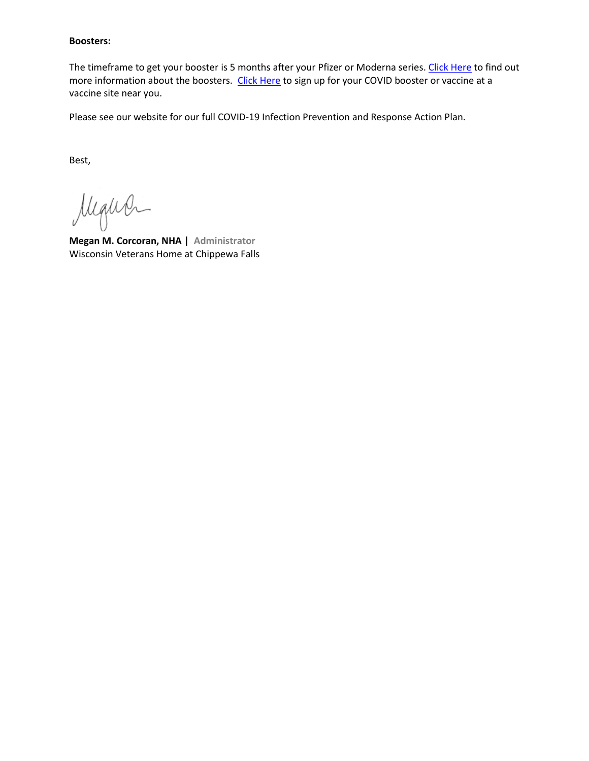**Boosters:**

The timeframe to get your booster is 5 months after your Pfizer or Moderna series. Click Here to find out more information about the boosters. Click Here to sign up for your COVID booster or vaccine at a vaccine site near you.

Please see our website for our full COVID-19 Infection Prevention and Response Action Plan.

Best,

**Megan M. Corcoran, NHA |** **Administrator**
Wisconsin Veterans Home at Chippewa Falls